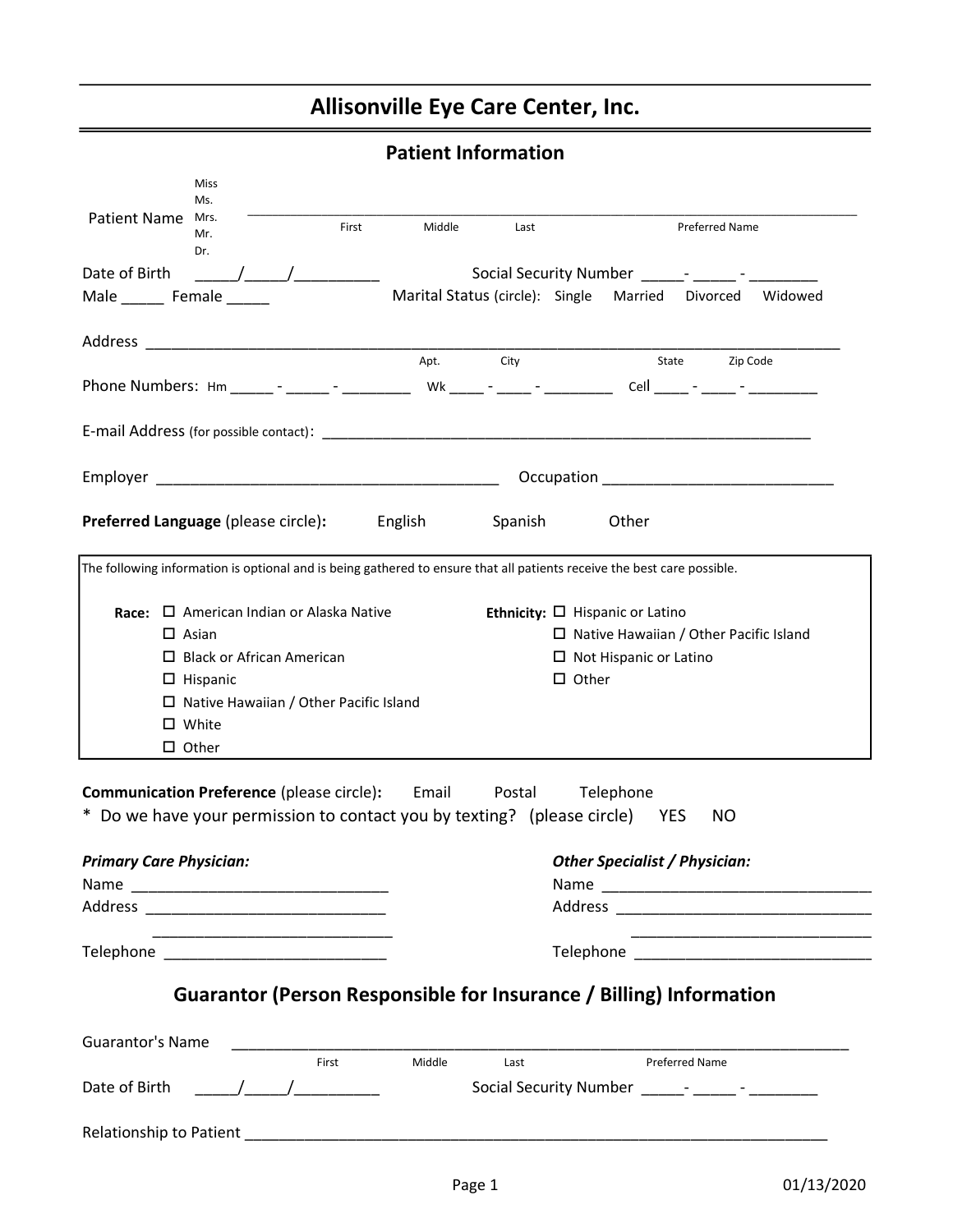# Allisonville Eye Care Center, Inc.

## Patient Information

Patient Name Miss / Ms. / Mrs. / Mr. / Dr. ______________________________________________________________
First Middle Last Preferred Name

Date of Birth _____/_____/__________ Social Security Number _____- _____ - ________

Male _____ Female _____ Marital Status (circle): Single Married Divorced Widowed

Address ______________________________________________________________________________
Apt. City State Zip Code

Phone Numbers: Hm _____ - _____ - ________ Wk ____ - ____ - ________ Cell ____ - ____ - ________

E-mail Address (for possible contact): ______________________________________________________

Employer ________________________________________ Occupation ___________________________

**Preferred Language** (please circle)**:** English Spanish Other

The following information is optional and is being gathered to ensure that all patients receive the best care possible.

**Race:**
- ☐ American Indian or Alaska Native
- ☐ Asian
- ☐ Black or African American
- ☐ Hispanic
- ☐ Native Hawaiian / Other Pacific Island
- ☐ White
- ☐ Other

**Ethnicity:**
- ☐ Hispanic or Latino
- ☐ Native Hawaiian / Other Pacific Island
- ☐ Not Hispanic or Latino
- ☐ Other

**Communication Preference** (please circle)**:** Email Postal Telephone

* Do we have your permission to contact you by texting? (please circle) YES NO

***Primary Care Physician:***

Name ______________________________

Address ____________________________

____________________________

Telephone __________________________

***Other Specialist / Physician:***

Name ________________________________

Address ______________________________

______________________________

Telephone ____________________________

## Guarantor (Person Responsible for Insurance / Billing) Information

Guarantor's Name ______________________________________________________________
First Middle Last Preferred Name

Date of Birth _____/_____/__________ Social Security Number _____- _____ - ________

Relationship to Patient ______________________________________________________________

01/13/2020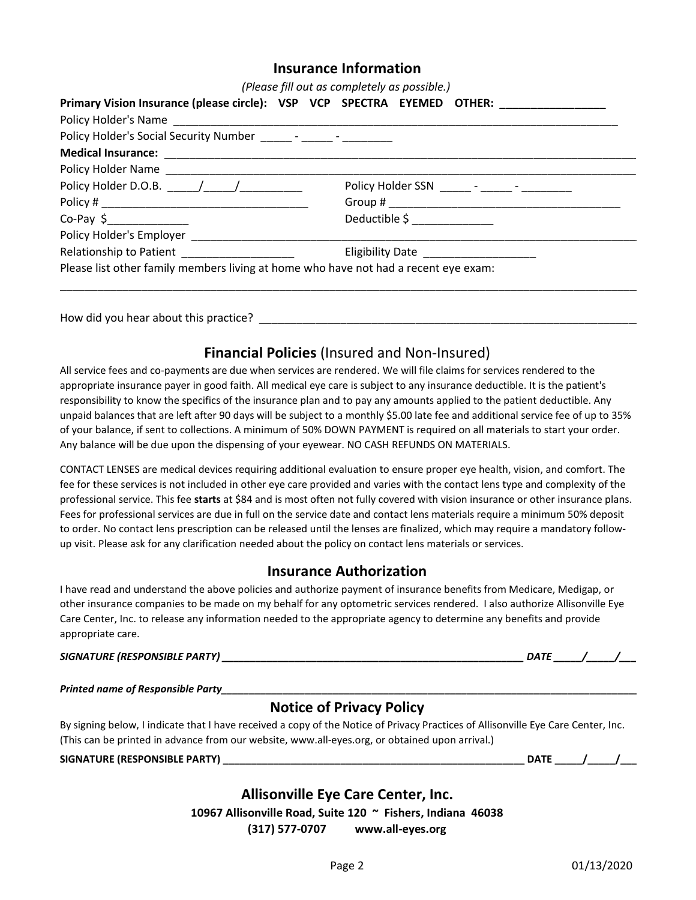## Insurance Information

*(Please fill out as completely as possible.)*

**Primary Vision Insurance (please circle): VSP VCP SPECTRA EYEMED OTHER: \_\_\_\_\_\_\_\_\_\_\_\_\_\_\_\_\_**

Policy Holder's Name \_\_\_\_\_\_\_\_\_\_\_\_\_\_\_\_\_\_\_\_\_\_\_\_\_\_\_\_\_\_\_\_\_\_\_\_\_\_\_\_\_\_\_\_\_\_\_\_\_\_\_\_\_\_\_\_\_\_\_\_\_\_\_\_\_\_\_\_\_\_\_\_

Policy Holder's Social Security Number \_\_\_\_\_ - \_\_\_\_\_ - \_\_\_\_\_\_\_\_

**Medical Insurance:** \_\_\_\_\_\_\_\_\_\_\_\_\_\_\_\_\_\_\_\_\_\_\_\_\_\_\_\_\_\_\_\_\_\_\_\_\_\_\_\_\_\_\_\_\_\_\_\_\_\_\_\_\_\_\_\_\_\_\_\_\_\_\_\_\_\_\_\_\_\_\_\_\_\_\_

Policy Holder Name \_\_\_\_\_\_\_\_\_\_\_\_\_\_\_\_\_\_\_\_\_\_\_\_\_\_\_\_\_\_\_\_\_\_\_\_\_\_\_\_\_\_\_\_\_\_\_\_\_\_\_\_\_\_\_\_\_\_\_\_\_\_\_\_\_\_\_\_\_\_\_\_\_\_\_\_

Policy Holder D.O.B. \_\_\_\_\_/\_\_\_\_\_/\_\_\_\_\_\_\_\_\_\_ Policy Holder SSN \_\_\_\_\_ - \_\_\_\_\_ - \_\_\_\_\_\_\_\_

Policy # \_\_\_\_\_\_\_\_\_\_\_\_\_\_\_\_\_\_\_\_\_\_\_\_\_\_\_\_\_\_\_\_\_\_ Group # \_\_\_\_\_\_\_\_\_\_\_\_\_\_\_\_\_\_\_\_\_\_\_\_\_\_\_\_\_\_\_\_\_\_\_\_\_\_

Co-Pay $\_\_\_\_\_\_\_\_\_\_\_\_\_ Deductible $ \_\_\_\_\_\_\_\_\_\_\_\_\_

Policy Holder's Employer \_\_\_\_\_\_\_\_\_\_\_\_\_\_\_\_\_\_\_\_\_\_\_\_\_\_\_\_\_\_\_\_\_\_\_\_\_\_\_\_\_\_\_\_\_\_\_\_\_\_\_\_\_\_\_\_\_\_\_\_\_\_\_\_\_\_\_\_\_\_\_\_

Relationship to Patient \_\_\_\_\_\_\_\_\_\_\_\_\_\_\_\_\_\_ Eligibility Date \_\_\_\_\_\_\_\_\_\_\_\_\_\_\_\_\_\_

Please list other family members living at home who have not had a recent eye exam:

\_\_\_\_\_\_\_\_\_\_\_\_\_\_\_\_\_\_\_\_\_\_\_\_\_\_\_\_\_\_\_\_\_\_\_\_\_\_\_\_\_\_\_\_\_\_\_\_\_\_\_\_\_\_\_\_\_\_\_\_\_\_\_\_\_\_\_\_\_\_\_\_\_\_\_\_\_\_\_\_\_\_\_\_\_\_\_\_\_\_\_\_

How did you hear about this practice? \_\_\_\_\_\_\_\_\_\_\_\_\_\_\_\_\_\_\_\_\_\_\_\_\_\_\_\_\_\_\_\_\_\_\_\_\_\_\_\_\_\_\_\_\_\_\_\_\_\_\_\_\_\_\_\_\_\_\_\_\_\_

## **Financial Policies** (Insured and Non-Insured)

All service fees and co-payments are due when services are rendered. We will file claims for services rendered to the appropriate insurance payer in good faith. All medical eye care is subject to any insurance deductible. It is the patient's responsibility to know the specifics of the insurance plan and to pay any amounts applied to the patient deductible. Any unpaid balances that are left after 90 days will be subject to a monthly $5.00 late fee and additional service fee of up to 35% of your balance, if sent to collections. A minimum of 50% DOWN PAYMENT is required on all materials to start your order. Any balance will be due upon the dispensing of your eyewear. NO CASH REFUNDS ON MATERIALS.

CONTACT LENSES are medical devices requiring additional evaluation to ensure proper eye health, vision, and comfort. The fee for these services is not included in other eye care provided and varies with the contact lens type and complexity of the professional service. This fee **starts** at $84 and is most often not fully covered with vision insurance or other insurance plans. Fees for professional services are due in full on the service date and contact lens materials require a minimum 50% deposit to order. No contact lens prescription can be released until the lenses are finalized, which may require a mandatory follow-up visit. Please ask for any clarification needed about the policy on contact lens materials or services.

## Insurance Authorization

I have read and understand the above policies and authorize payment of insurance benefits from Medicare, Medigap, or other insurance companies to be made on my behalf for any optometric services rendered. I also authorize Allisonville Eye Care Center, Inc. to release any information needed to the appropriate agency to determine any benefits and provide appropriate care.

***SIGNATURE (RESPONSIBLE PARTY)*** \_\_\_\_\_\_\_\_\_\_\_\_\_\_\_\_\_\_\_\_\_\_\_\_\_\_\_\_\_\_\_\_\_\_\_\_\_\_\_\_\_\_\_\_\_\_\_\_\_\_\_\_\_\_ ***DATE*** \_\_\_\_\_/\_\_\_\_\_/\_\_\_

***Printed name of Responsible Party*** \_\_\_\_\_\_\_\_\_\_\_\_\_\_\_\_\_\_\_\_\_\_\_\_\_\_\_\_\_\_\_\_\_\_\_\_\_\_\_\_\_\_\_\_\_\_\_\_\_\_\_\_\_\_\_\_\_\_\_\_\_\_\_\_\_\_\_\_\_\_

## Notice of Privacy Policy

By signing below, I indicate that I have received a copy of the Notice of Privacy Practices of Allisonville Eye Care Center, Inc. (This can be printed in advance from our website, www.all-eyes.org, or obtained upon arrival.)

**SIGNATURE (RESPONSIBLE PARTY)** \_\_\_\_\_\_\_\_\_\_\_\_\_\_\_\_\_\_\_\_\_\_\_\_\_\_\_\_\_\_\_\_\_\_\_\_\_\_\_\_\_\_\_\_\_\_\_\_\_\_\_\_\_\_ **DATE** \_\_\_\_\_/\_\_\_\_\_/\_\_\_

### Allisonville Eye Care Center, Inc.

**10967 Allisonville Road, Suite 120 ~ Fishers, Indiana 46038**

**(317) 577-0707 www.all-eyes.org**

01/13/2020